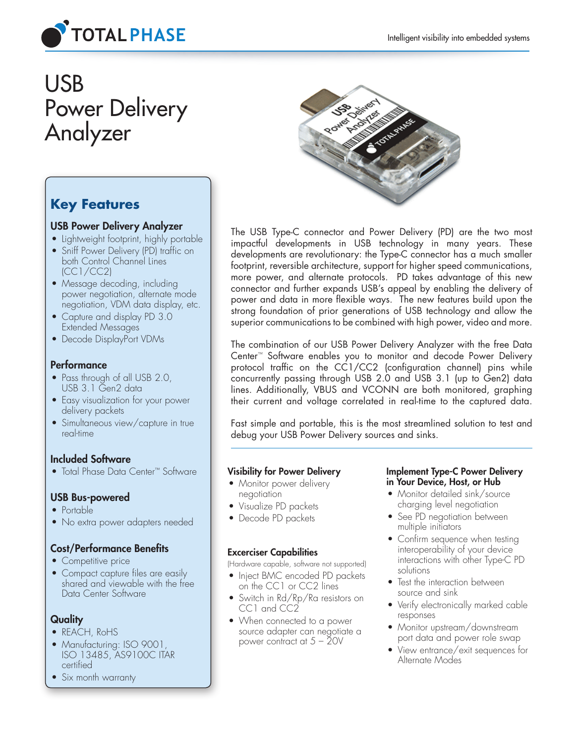# USB Power Delivery Analyzer

## Key Features

### USB Power Delivery Analyzer

- Lightweight footprint, highly portable
- Sniff Power Delivery (PD) traffic on both Control Channel Lines (CC1/CC2)
- Message decoding, including power negotiation, alternate mode negotiation, VDM data display, etc.
- Capture and display PD 3.0 Extended Messages
- Decode DisplayPort VDMs

### Performance

- Pass through of all USB 2.0, USB 3.1 Gen2 data
- Easy visualization for your power delivery packets
- Simultaneous view/capture in true real-time

### Included Software

- Total Phase Data Center™ Software

### USB Bus-powered

- Portable
- No extra power adapters needed

### Cost/Performance Benefits

- Competitive price
- Compact capture files are easily shared and viewable with the free Data Center Software

### Quality

- REACH, RoHS
- Manufacturing: ISO 9001, ISO 13485, AS9100C ITAR certified
- Six month warranty

The USB Type-C connector and Power Delivery (PD) are the two most impactful developments in USB technology in many years. These developments are revolutionary: the Type-C connector has a much smaller footprint, reversible architecture, support for higher speed communications, more power, and alternate protocols. PD takes advantage of this new connector and further expands USB's appeal by enabling the delivery of power and data in more flexible ways. The new features build upon the strong foundation of prior generations of USB technology and allow the superior communications to be combined with high power, video and more.

The combination of our USB Power Delivery Analyzer with the free Data Center™ Software enables you to monitor and decode Power Delivery protocol traffic on the CC1/CC2 (configuration channel) pins while concurrently passing through USB 2.0 and USB 3.1 (up to Gen2) data lines. Additionally, VBUS and VCONN are both monitored, graphing their current and voltage correlated in real-time to the captured data.

Fast simple and portable, this is the most streamlined solution to test and debug your USB Power Delivery sources and sinks.

### Visibility for Power Delivery

- Monitor power delivery negotiation
- Visualize PD packets
- Decode PD packets

### Excerciser Capabilities

(Hardware capable, software not supported)

- Inject BMC encoded PD packets on the CC1 or CC2 lines
- Switch in Rd/Rp/Ra resistors on CC1 and CC2
- When connected to a power source adapter can negotiate a power contract at 5 – 20V

### Implement Type-C Power Delivery in Your Device, Host, or Hub

- Monitor detailed sink/source charging level negotiation
- See PD negotiation between multiple initiators
- Confirm sequence when testing interoperability of your device interactions with other Type-C PD solutions
- Test the interaction between source and sink
- Verify electronically marked cable responses
- Monitor upstream/downstream port data and power role swap
- View entrance/exit sequences for Alternate Modes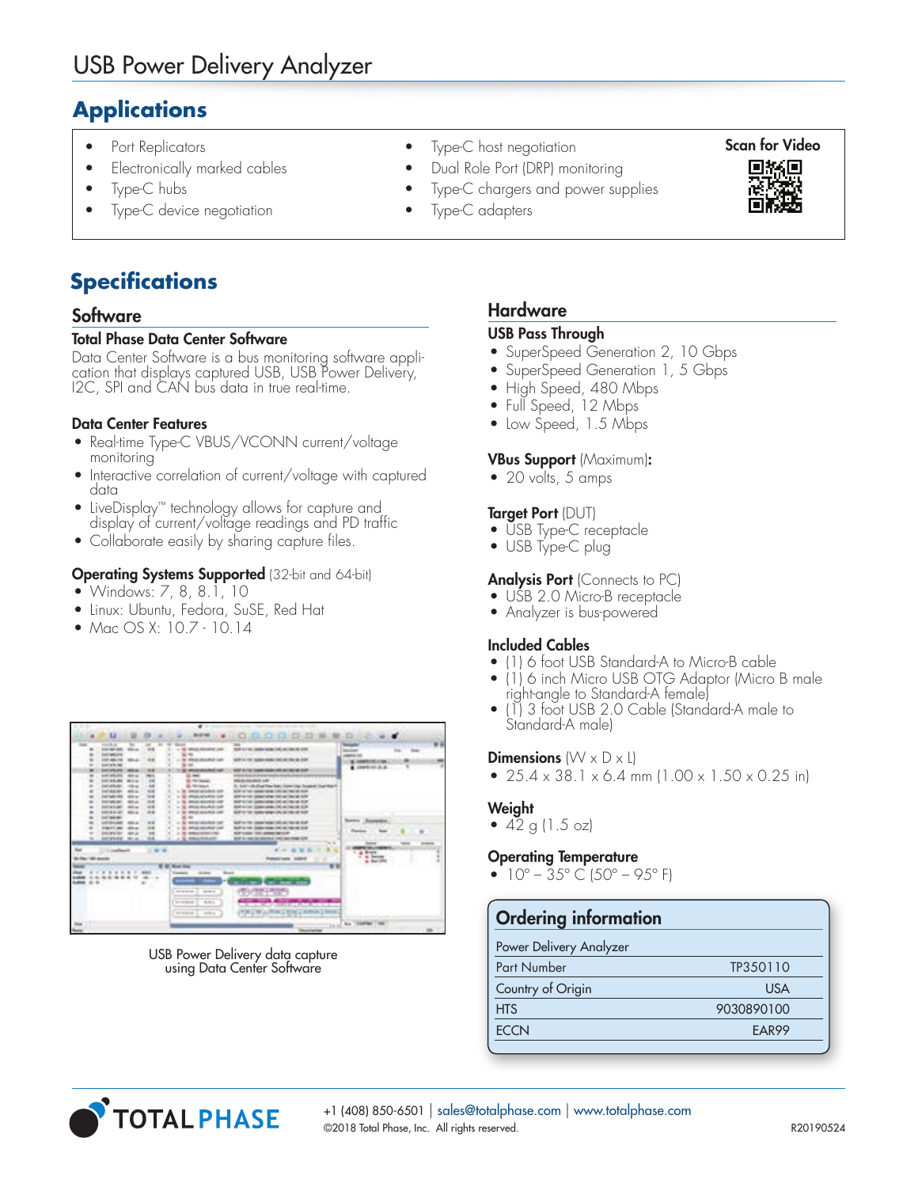# USB Power Delivery Analyzer

## Applications

- Port Replicators
- Electronically marked cables
- Type-C hubs
- Type-C device negotiation
- Type-C host negotiation
- Dual Role Port (DRP) monitoring
- Type-C chargers and power supplies
- Type-C adapters

**Scan for Video**

## Specifications

### Software

#### Total Phase Data Center Software

Data Center Software is a bus monitoring software application that displays captured USB, USB Power Delivery, I2C, SPI and CAN bus data in true real-time.

#### Data Center Features

- Real-time Type-C VBUS/VCONN current/voltage monitoring
- Interactive correlation of current/voltage with captured data
- LiveDisplay™ technology allows for capture and display of current/voltage readings and PD traffic
- Collaborate easily by sharing capture files.

#### Operating Systems Supported (32-bit and 64-bit)

- Windows: 7, 8, 8.1, 10
- Linux: Ubuntu, Fedora, SuSE, Red Hat
- Mac OS X: 10.7 - 10.14

USB Power Delivery data capture using Data Center Software

### Hardware

#### USB Pass Through

- SuperSpeed Generation 2, 10 Gbps
- SuperSpeed Generation 1, 5 Gbps
- High Speed, 480 Mbps
- Full Speed, 12 Mbps
- Low Speed, 1.5 Mbps

#### VBus Support (Maximum):

- 20 volts, 5 amps

#### Target Port (DUT)

- USB Type-C receptacle
- USB Type-C plug

#### Analysis Port (Connects to PC)

- USB 2.0 Micro-B receptacle
- Analyzer is bus-powered

#### Included Cables

- (1) 6 foot USB Standard-A to Micro-B cable
- (1) 6 inch Micro USB OTG Adaptor (Micro B male right-angle to Standard-A female)
- (1) 3 foot USB 2.0 Cable (Standard-A male to Standard-A male)

#### Dimensions (W x D x L)

- 25.4 x 38.1 x 6.4 mm (1.00 x 1.50 x 0.25 in)

#### Weight

- 42 g (1.5 oz)

#### Operating Temperature

- 10° – 35° C (50° – 95° F)

### Ordering information

| Power Delivery Analyzer | |
|---|---|
| Part Number | TP350110 |
| Country of Origin | USA |
| HTS | 9030890100 |
| ECCN | EAR99 |

TOTAL PHASE

+1 (408) 850-6501 | sales@totalphase.com | www.totalphase.com

©2018 Total Phase, Inc. All rights reserved.

R20190524